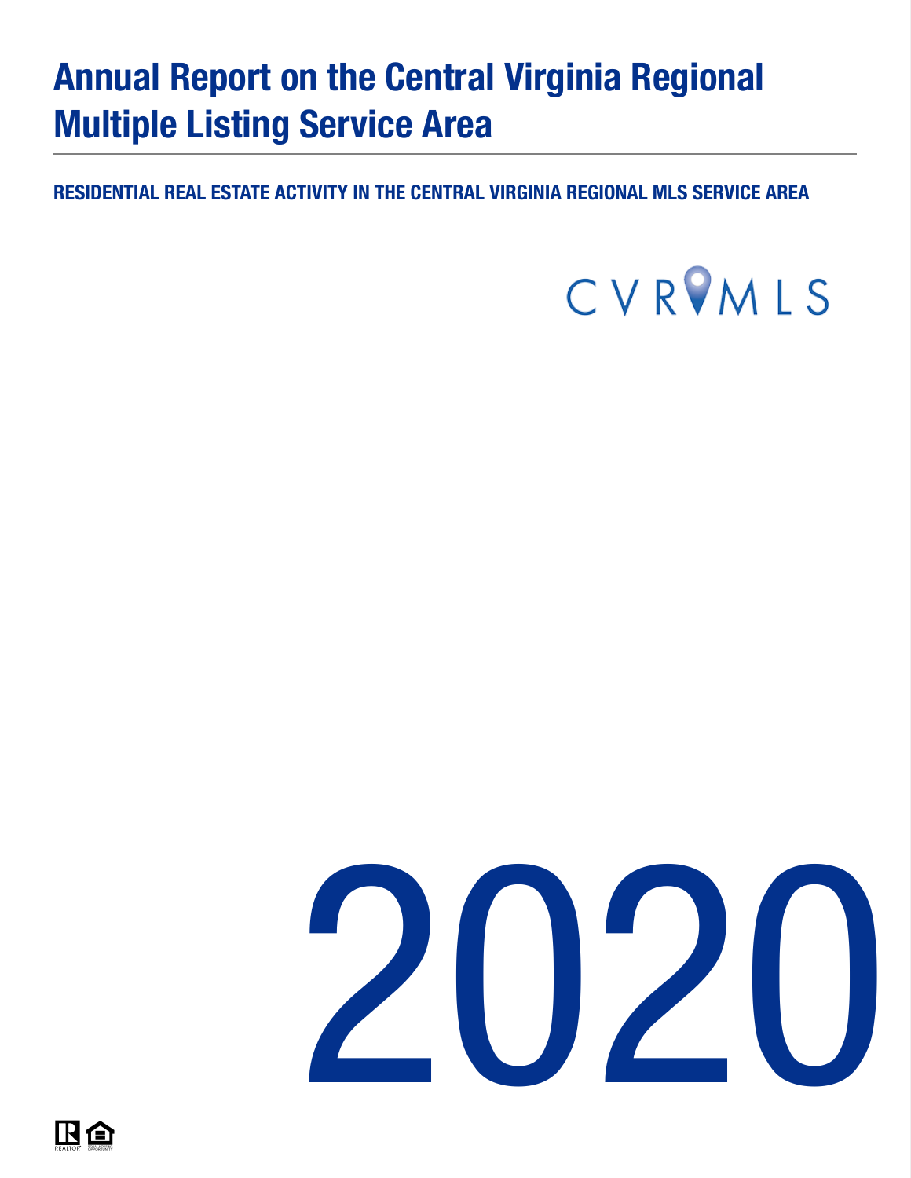# Annual Report on the Central Virginia Regional Multiple Listing Service Area

**RESIDENTIAL REAL ESTATE ACTIVITY IN THE CENTRAL VIRGINIA REGIONAL MLS SERVICE AREA**

CVRMLS

2020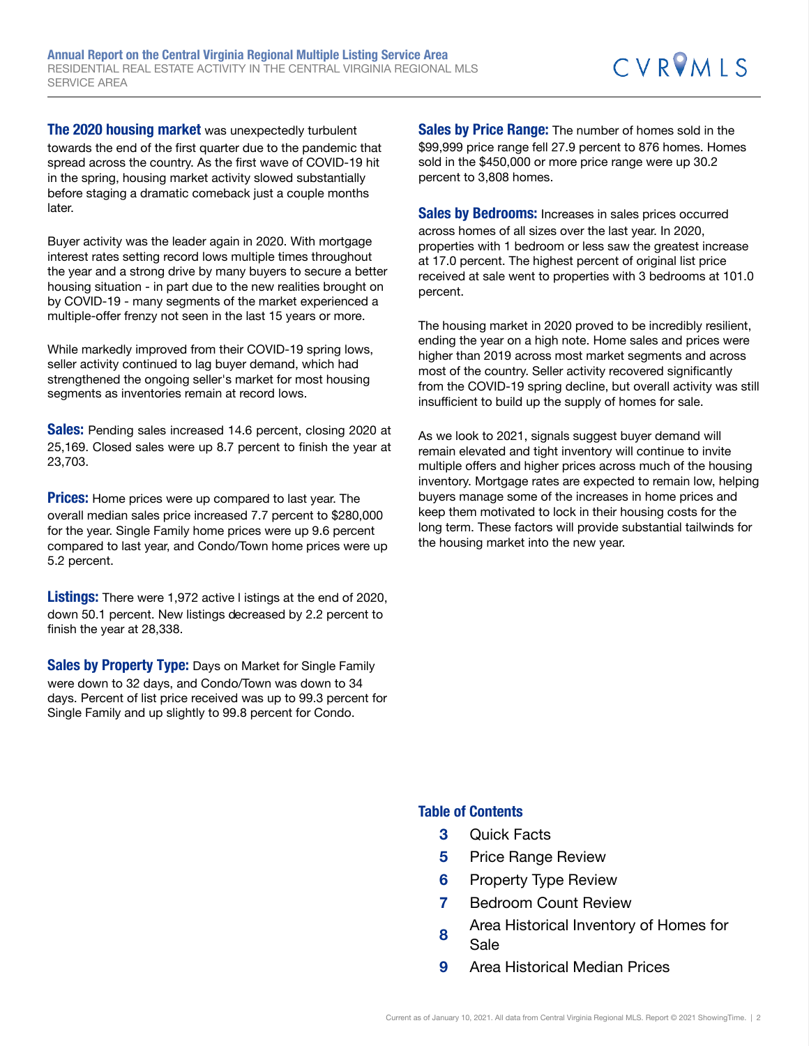The header at the top of the page reads "Annual Report on the Central Virginia Regional Multiple Listing Service Area — Residential Real Estate Activity in the Central Virginia Regional MLS Service Area", with the CVR MLS logo.

**The 2020 housing market** was unexpectedly turbulent towards the end of the first quarter due to the pandemic that spread across the country. As the first wave of COVID-19 hit in the spring, housing market activity slowed substantially before staging a dramatic comeback just a couple months later.

Buyer activity was the leader again in 2020. With mortgage interest rates setting record lows multiple times throughout the year and a strong drive by many buyers to secure a better housing situation - in part due to the new realities brought on by COVID-19 - many segments of the market experienced a multiple-offer frenzy not seen in the last 15 years or more.

While markedly improved from their COVID-19 spring lows, seller activity continued to lag buyer demand, which had strengthened the ongoing seller's market for most housing segments as inventories remain at record lows.

**Sales:** Pending sales increased 14.6 percent, closing 2020 at 25,169. Closed sales were up 8.7 percent to finish the year at 23,703.

**Prices:** Home prices were up compared to last year. The overall median sales price increased 7.7 percent to $280,000 for the year. Single Family home prices were up 9.6 percent compared to last year, and Condo/Town home prices were up 5.2 percent.

**Listings:** There were 1,972 active l istings at the end of 2020, down 50.1 percent. New listings decreased by 2.2 percent to finish the year at 28,338.

**Sales by Property Type:** Days on Market for Single Family were down to 32 days, and Condo/Town was down to 34 days. Percent of list price received was up to 99.3 percent for Single Family and up slightly to 99.8 percent for Condo.

**Sales by Price Range:** The number of homes sold in the $99,999 price range fell 27.9 percent to 876 homes. Homes sold in the $450,000 or more price range were up 30.2 percent to 3,808 homes.

**Sales by Bedrooms:** Increases in sales prices occurred across homes of all sizes over the last year. In 2020, properties with 1 bedroom or less saw the greatest increase at 17.0 percent. The highest percent of original list price received at sale went to properties with 3 bedrooms at 101.0 percent.

The housing market in 2020 proved to be incredibly resilient, ending the year on a high note. Home sales and prices were higher than 2019 across most market segments and across most of the country. Seller activity recovered significantly from the COVID-19 spring decline, but overall activity was still insufficient to build up the supply of homes for sale.

As we look to 2021, signals suggest buyer demand will remain elevated and tight inventory will continue to invite multiple offers and higher prices across much of the housing inventory. Mortgage rates are expected to remain low, helping buyers manage some of the increases in home prices and keep them motivated to lock in their housing costs for the long term. These factors will provide substantial tailwinds for the housing market into the new year.

### Table of Contents

| | |
|---|---|
| 3 | Quick Facts |
| 5 | Price Range Review |
| 6 | Property Type Review |
| 7 | Bedroom Count Review |
| 8 | Area Historical Inventory of Homes for Sale |
| 9 | Area Historical Median Prices |

Current as of January 10, 2021. All data from Central Virginia Regional MLS. Report © 2021 ShowingTime.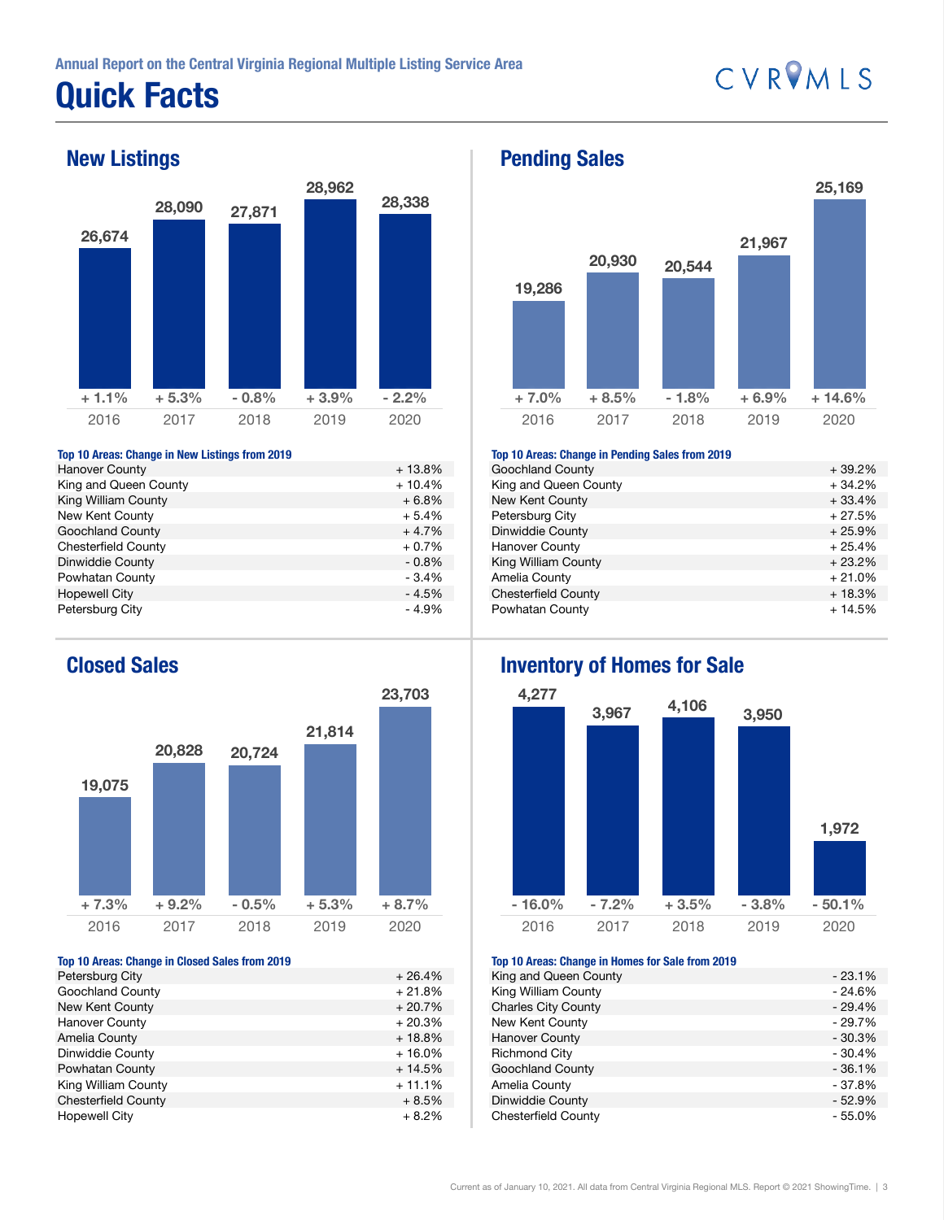Annual Report on the Central Virginia Regional Multiple Listing Service Area

# Quick Facts

CVRMLS

## New Listings

| Year | New Listings | Change |
|---|---|---|
| 2016 | 26,674 | + 1.1% |
| 2017 | 28,090 | + 5.3% |
| 2018 | 27,871 | - 0.8% |
| 2019 | 28,962 | + 3.9% |
| 2020 | 28,338 | - 2.2% |

**Top 10 Areas: Change in New Listings from 2019**

| Area | Change |
|---|---|
| Hanover County | + 13.8% |
| King and Queen County | + 10.4% |
| King William County | + 6.8% |
| New Kent County | + 5.4% |
| Goochland County | + 4.7% |
| Chesterfield County | + 0.7% |
| Dinwiddie County | - 0.8% |
| Powhatan County | - 3.4% |
| Hopewell City | - 4.5% |
| Petersburg City | - 4.9% |

## Pending Sales

| Year | Pending Sales | Change |
|---|---|---|
| 2016 | 19,286 | + 7.0% |
| 2017 | 20,930 | + 8.5% |
| 2018 | 20,544 | - 1.8% |
| 2019 | 21,967 | + 6.9% |
| 2020 | 25,169 | + 14.6% |

**Top 10 Areas: Change in Pending Sales from 2019**

| Area | Change |
|---|---|
| Goochland County | + 39.2% |
| King and Queen County | + 34.2% |
| New Kent County | + 33.4% |
| Petersburg City | + 27.5% |
| Dinwiddie County | + 25.9% |
| Hanover County | + 25.4% |
| King William County | + 23.2% |
| Amelia County | + 21.0% |
| Chesterfield County | + 18.3% |
| Powhatan County | + 14.5% |

## Closed Sales

| Year | Closed Sales | Change |
|---|---|---|
| 2016 | 19,075 | + 7.3% |
| 2017 | 20,828 | + 9.2% |
| 2018 | 20,724 | - 0.5% |
| 2019 | 21,814 | + 5.3% |
| 2020 | 23,703 | + 8.7% |

**Top 10 Areas: Change in Closed Sales from 2019**

| Area | Change |
|---|---|
| Petersburg City | + 26.4% |
| Goochland County | + 21.8% |
| New Kent County | + 20.7% |
| Hanover County | + 20.3% |
| Amelia County | + 18.8% |
| Dinwiddie County | + 16.0% |
| Powhatan County | + 14.5% |
| King William County | + 11.1% |
| Chesterfield County | + 8.5% |
| Hopewell City | + 8.2% |

## Inventory of Homes for Sale

| Year | Inventory | Change |
|---|---|---|
| 2016 | 4,277 | - 16.0% |
| 2017 | 3,967 | - 7.2% |
| 2018 | 4,106 | + 3.5% |
| 2019 | 3,950 | - 3.8% |
| 2020 | 1,972 | - 50.1% |

**Top 10 Areas: Change in Homes for Sale from 2019**

| Area | Change |
|---|---|
| King and Queen County | - 23.1% |
| King William County | - 24.6% |
| Charles City County | - 29.4% |
| New Kent County | - 29.7% |
| Hanover County | - 30.3% |
| Richmond City | - 30.4% |
| Goochland County | - 36.1% |
| Amelia County | - 37.8% |
| Dinwiddie County | - 52.9% |
| Chesterfield County | - 55.0% |

Current as of January 10, 2021. All data from Central Virginia Regional MLS. Report © 2021 ShowingTime.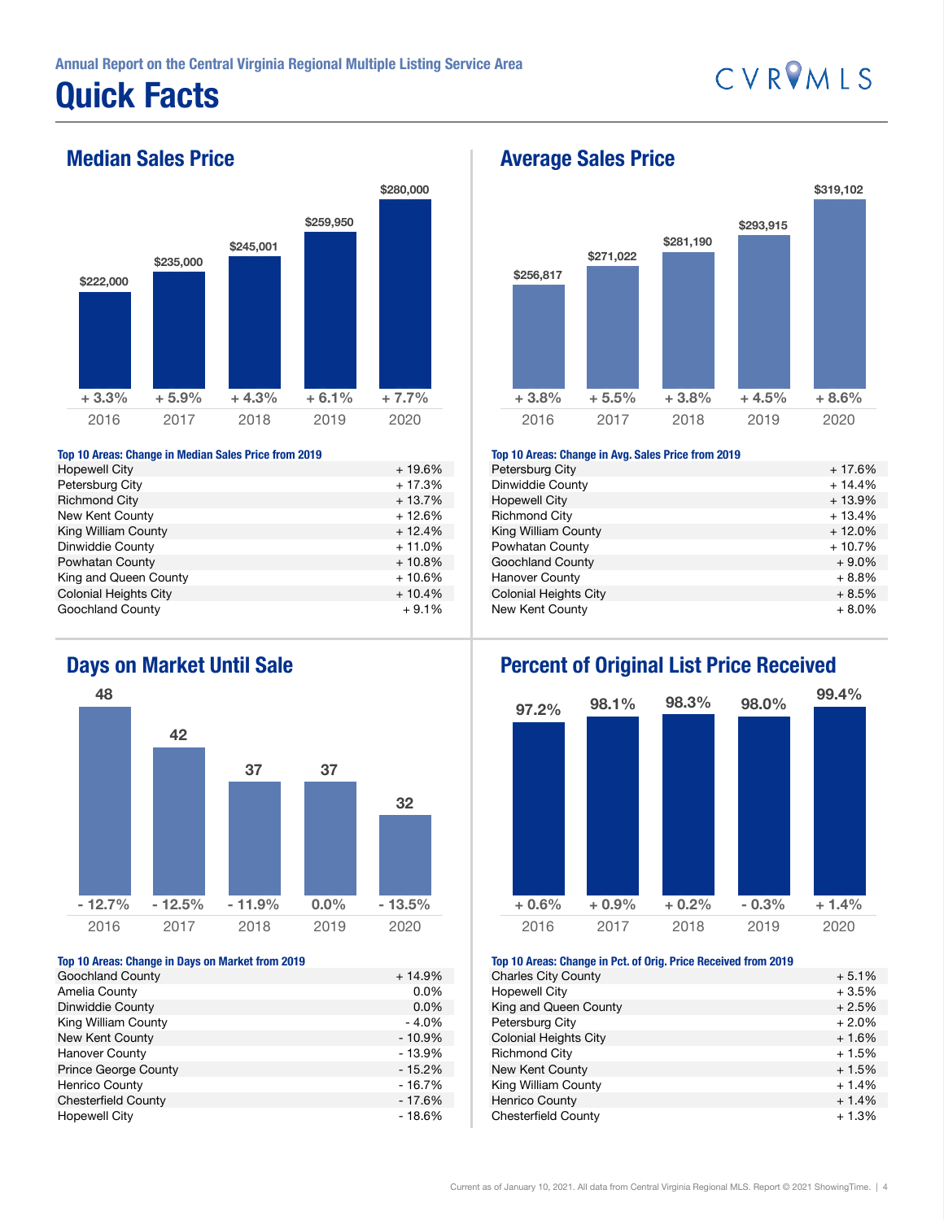Annual Report on the Central Virginia Regional Multiple Listing Service Area

# Quick Facts

## Median Sales Price

| Year | Median Sales Price | Change |
|---|---|---|
| 2016 | $222,000 | + 3.3% |
| 2017 | $235,000 | + 5.9% |
| 2018 | $245,001 | + 4.3% |
| 2019 | $259,950 | + 6.1% |
| 2020 | $280,000 | + 7.7% |

**Top 10 Areas: Change in Median Sales Price from 2019**

| Area | Change |
|---|---|
| Hopewell City | + 19.6% |
| Petersburg City | + 17.3% |
| Richmond City | + 13.7% |
| New Kent County | + 12.6% |
| King William County | + 12.4% |
| Dinwiddie County | + 11.0% |
| Powhatan County | + 10.8% |
| King and Queen County | + 10.6% |
| Colonial Heights City | + 10.4% |
| Goochland County | + 9.1% |

## Average Sales Price

| Year | Average Sales Price | Change |
|---|---|---|
| 2016 | $256,817 | + 3.8% |
| 2017 | $271,022 | + 5.5% |
| 2018 | $281,190 | + 3.8% |
| 2019 | $293,915 | + 4.5% |
| 2020 | $319,102 | + 8.6% |

**Top 10 Areas: Change in Avg. Sales Price from 2019**

| Area | Change |
|---|---|
| Petersburg City | + 17.6% |
| Dinwiddie County | + 14.4% |
| Hopewell City | + 13.9% |
| Richmond City | + 13.4% |
| King William County | + 12.0% |
| Powhatan County | + 10.7% |
| Goochland County | + 9.0% |
| Hanover County | + 8.8% |
| Colonial Heights City | + 8.5% |
| New Kent County | + 8.0% |

## Days on Market Until Sale

| Year | Days on Market | Change |
|---|---|---|
| 2016 | 48 | - 12.7% |
| 2017 | 42 | - 12.5% |
| 2018 | 37 | - 11.9% |
| 2019 | 37 | 0.0% |
| 2020 | 32 | - 13.5% |

**Top 10 Areas: Change in Days on Market from 2019**

| Area | Change |
|---|---|
| Goochland County | + 14.9% |
| Amelia County | 0.0% |
| Dinwiddie County | 0.0% |
| King William County | - 4.0% |
| New Kent County | - 10.9% |
| Hanover County | - 13.9% |
| Prince George County | - 15.2% |
| Henrico County | - 16.7% |
| Chesterfield County | - 17.6% |
| Hopewell City | - 18.6% |

## Percent of Original List Price Received

| Year | Pct. of Orig. Price Received | Change |
|---|---|---|
| 2016 | 97.2% | + 0.6% |
| 2017 | 98.1% | + 0.9% |
| 2018 | 98.3% | + 0.2% |
| 2019 | 98.0% | - 0.3% |
| 2020 | 99.4% | + 1.4% |

**Top 10 Areas: Change in Pct. of Orig. Price Received from 2019**

| Area | Change |
|---|---|
| Charles City County | + 5.1% |
| Hopewell City | + 3.5% |
| King and Queen County | + 2.5% |
| Petersburg City | + 2.0% |
| Colonial Heights City | + 1.6% |
| Richmond City | + 1.5% |
| New Kent County | + 1.5% |
| King William County | + 1.4% |
| Henrico County | + 1.4% |
| Chesterfield County | + 1.3% |

Current as of January 10, 2021. All data from Central Virginia Regional MLS. Report © 2021 ShowingTime.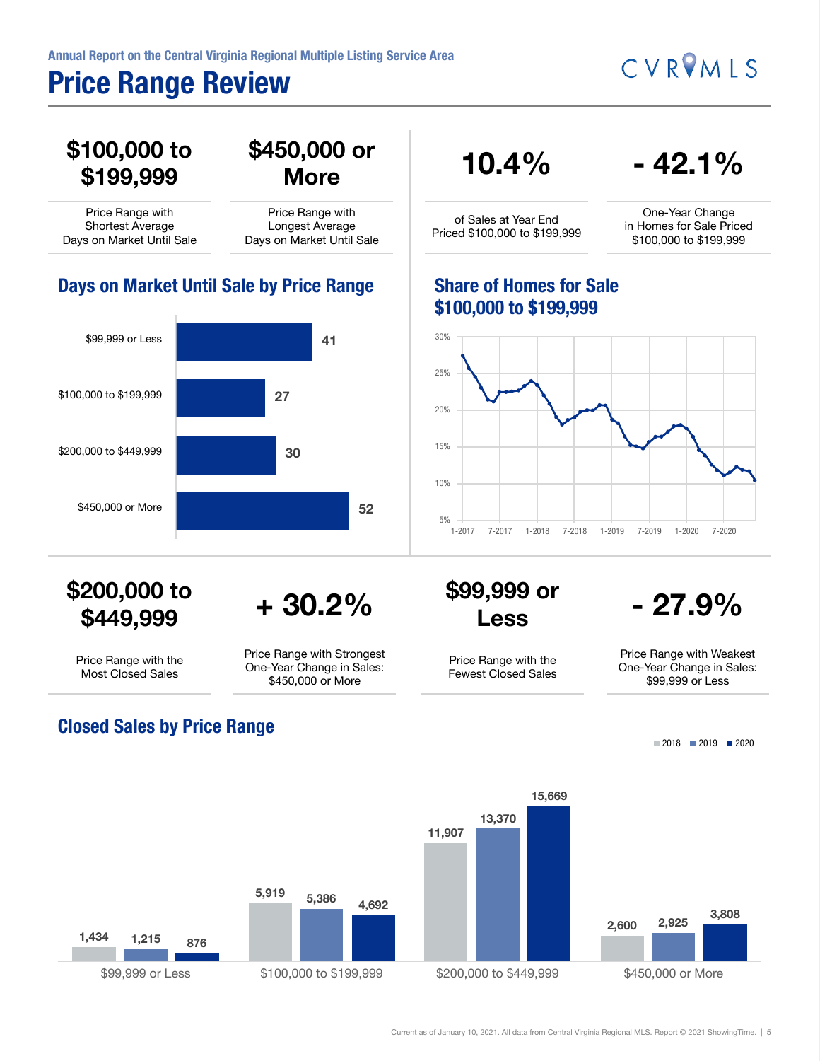Annual Report on the Central Virginia Regional Multiple Listing Service Area

# Price Range Review

CVRMLS

**$100,000 to $199,999**

Price Range with Shortest Average Days on Market Until Sale

**$450,000 or More**

Price Range with Longest Average Days on Market Until Sale

**10.4%**

of Sales at Year End Priced $100,000 to $199,999

**- 42.1%**

One-Year Change in Homes for Sale Priced $100,000 to $199,999

## Days on Market Until Sale by Price Range

| Price Range | Days |
|---|---|
| $99,999 or Less | 41 |
| $100,000 to $199,999 | 27 |
| $200,000 to $449,999 | 30 |
| $450,000 or More | 52 |

## Share of Homes for Sale $100,000 to $199,999

Y-axis: 5%, 10%, 15%, 20%, 25%, 30%
X-axis: 1-2017, 7-2017, 1-2018, 7-2018, 1-2019, 7-2019, 1-2020, 7-2020

**$200,000 to $449,999**

Price Range with the Most Closed Sales

**+ 30.2%**

Price Range with Strongest One-Year Change in Sales: $450,000 or More

**$99,999 or Less**

Price Range with the Fewest Closed Sales

**- 27.9%**

Price Range with Weakest One-Year Change in Sales: $99,999 or Less

## Closed Sales by Price Range

| Price Range | 2018 | 2019 | 2020 |
|---|---|---|---|
| $99,999 or Less | 1,434 | 1,215 | 876 |
| $100,000 to $199,999 | 5,919 | 5,386 | 4,692 |
| $200,000 to $449,999 | 11,907 | 13,370 | 15,669 |
| $450,000 or More | 2,600 | 2,925 | 3,808 |

Current as of January 10, 2021. All data from Central Virginia Regional MLS. Report © 2021 ShowingTime.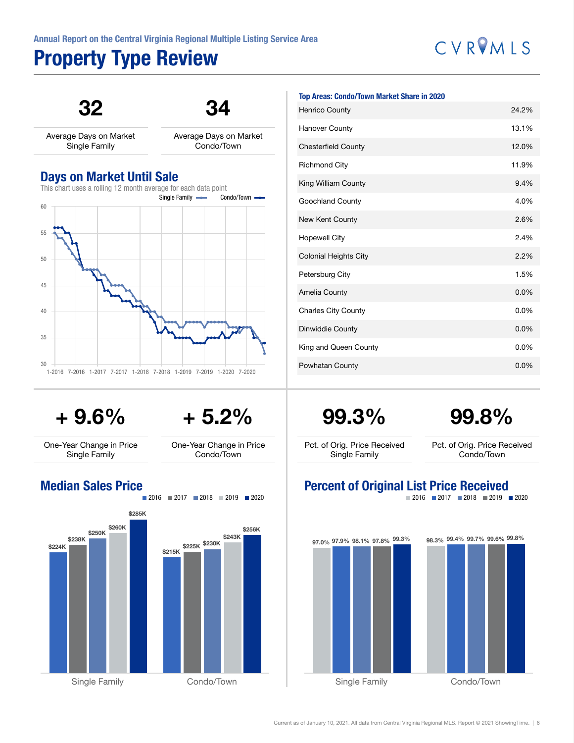Annual Report on the Central Virginia Regional Multiple Listing Service Area

# Property Type Review

CVRMLS

**32**
Average Days on Market Single Family

**34**
Average Days on Market Condo/Town

## Days on Market Until Sale

This chart uses a rolling 12 month average for each data point

Single Family — Condo/Town

60, 55, 50, 45, 40, 35, 30

1-2016, 7-2016, 1-2017, 7-2017, 1-2018, 7-2018, 1-2019, 7-2019, 1-2020, 7-2020

**Top Areas: Condo/Town Market Share in 2020**

| Area | Share |
|---|---|
| Henrico County | 24.2% |
| Hanover County | 13.1% |
| Chesterfield County | 12.0% |
| Richmond City | 11.9% |
| King William County | 9.4% |
| Goochland County | 4.0% |
| New Kent County | 2.6% |
| Hopewell City | 2.4% |
| Colonial Heights City | 2.2% |
| Petersburg City | 1.5% |
| Amelia County | 0.0% |
| Charles City County | 0.0% |
| Dinwiddie County | 0.0% |
| King and Queen County | 0.0% |
| Powhatan County | 0.0% |

**+ 9.6%**
One-Year Change in Price Single Family

**+ 5.2%**
One-Year Change in Price Condo/Town

**99.3%**
Pct. of Orig. Price Received Single Family

**99.8%**
Pct. of Orig. Price Received Condo/Town

## Median Sales Price

| | 2016 | 2017 | 2018 | 2019 | 2020 |
|---|---|---|---|---|---|
| Single Family | $224K | $238K | $250K | $260K | $285K |
| Condo/Town | $215K | $225K | $230K | $243K | $256K |

## Percent of Original List Price Received

| | 2016 | 2017 | 2018 | 2019 | 2020 |
|---|---|---|---|---|---|
| Single Family | 97.0% | 97.9% | 98.1% | 97.8% | 99.3% |
| Condo/Town | 98.3% | 99.4% | 99.7% | 99.6% | 99.8% |

Current as of January 10, 2021. All data from Central Virginia Regional MLS. Report © 2021 ShowingTime.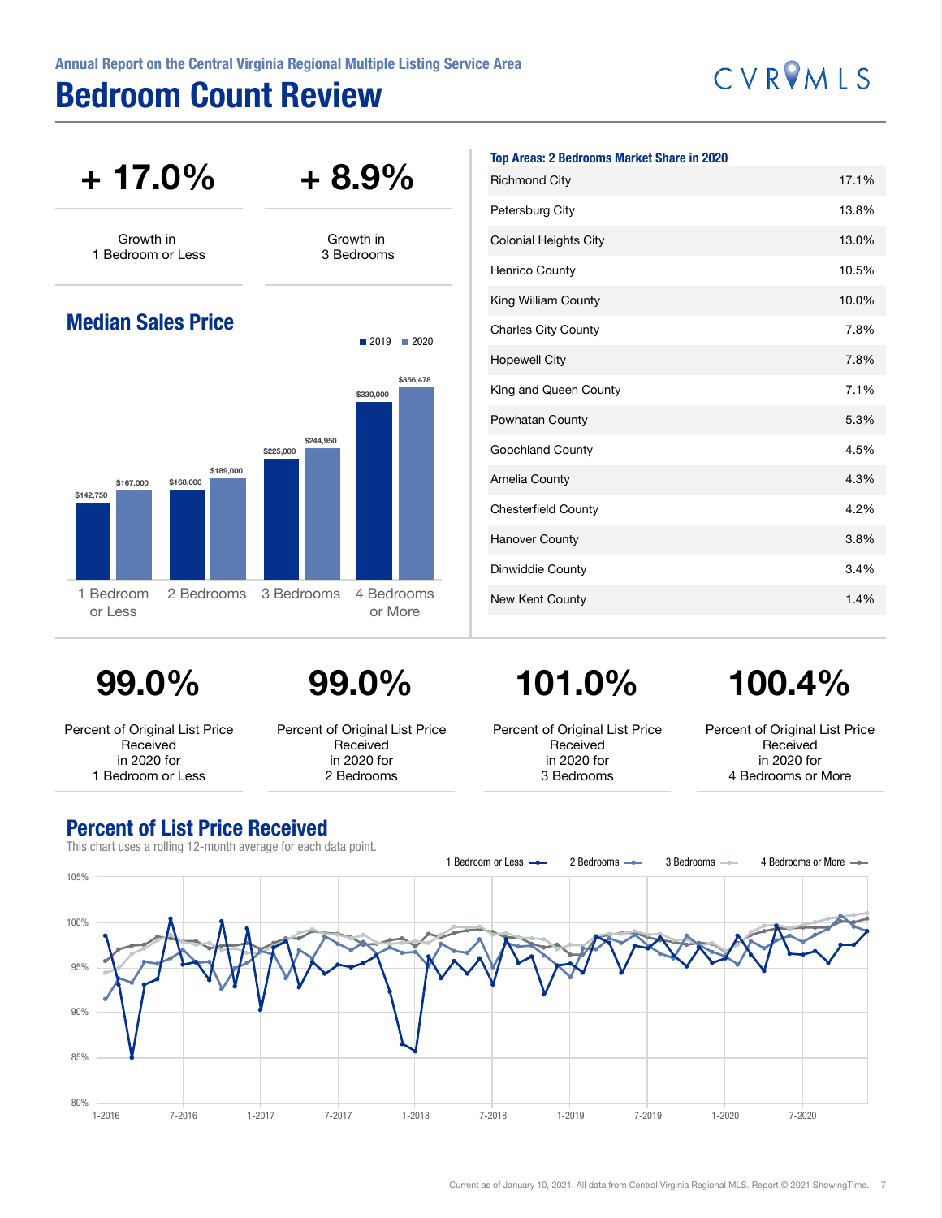# Bedroom Count Review

**+ 17.0%**

Growth in 1 Bedroom or Less

**+ 8.9%**

Growth in 3 Bedrooms

## Median Sales Price

| | 2019 | 2020 |
|---|---|---|
| 1 Bedroom or Less | $142,750 | $167,000 |
| 2 Bedrooms | $168,000 | $189,000 |
| 3 Bedrooms | $225,000 | $244,950 |
| 4 Bedrooms or More | $330,000 | $356,478 |

### Top Areas: 2 Bedrooms Market Share in 2020

| Area | Share |
|---|---|
| Richmond City | 17.1% |
| Petersburg City | 13.8% |
| Colonial Heights City | 13.0% |
| Henrico County | 10.5% |
| King William County | 10.0% |
| Charles City County | 7.8% |
| Hopewell City | 7.8% |
| King and Queen County | 7.1% |
| Powhatan County | 5.3% |
| Goochland County | 4.5% |
| Amelia County | 4.3% |
| Chesterfield County | 4.2% |
| Hanover County | 3.8% |
| Dinwiddie County | 3.4% |
| New Kent County | 1.4% |

**99.0%**

Percent of Original List Price Received in 2020 for 1 Bedroom or Less

**99.0%**

Percent of Original List Price Received in 2020 for 2 Bedrooms

**101.0%**

Percent of Original List Price Received in 2020 for 3 Bedrooms

**100.4%**

Percent of Original List Price Received in 2020 for 4 Bedrooms or More

## Percent of List Price Received

This chart uses a rolling 12-month average for each data point.

Legend: 1 Bedroom or Less, 2 Bedrooms, 3 Bedrooms, 4 Bedrooms or More

Y-axis: 80%, 85%, 90%, 95%, 100%, 105%

X-axis: 1-2016, 7-2016, 1-2017, 7-2017, 1-2018, 7-2018, 1-2019, 7-2019, 1-2020, 7-2020

Current as of January 10, 2021. All data from Central Virginia Regional MLS. Report © 2021 ShowingTime.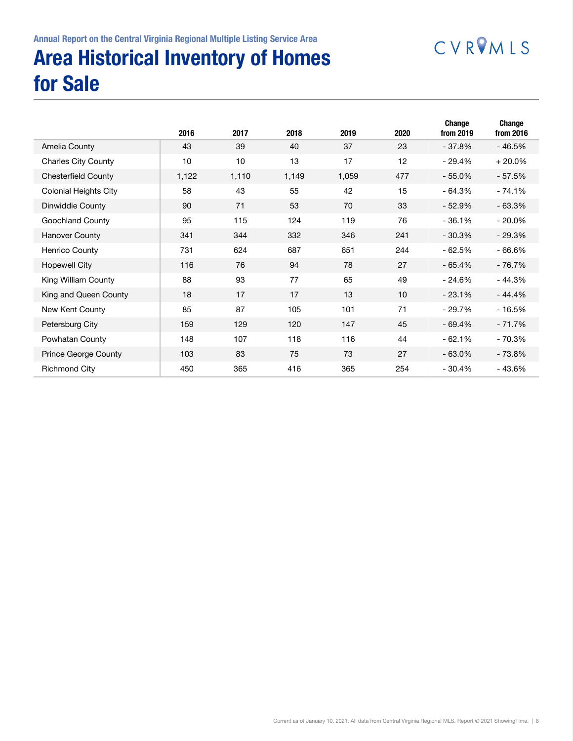Annual Report on the Central Virginia Regional Multiple Listing Service Area

# Area Historical Inventory of Homes for Sale

|  | 2016 | 2017 | 2018 | 2019 | 2020 | Change from 2019 | Change from 2016 |
|---|---|---|---|---|---|---|---|
| Amelia County | 43 | 39 | 40 | 37 | 23 | - 37.8% | - 46.5% |
| Charles City County | 10 | 10 | 13 | 17 | 12 | - 29.4% | + 20.0% |
| Chesterfield County | 1,122 | 1,110 | 1,149 | 1,059 | 477 | - 55.0% | - 57.5% |
| Colonial Heights City | 58 | 43 | 55 | 42 | 15 | - 64.3% | - 74.1% |
| Dinwiddie County | 90 | 71 | 53 | 70 | 33 | - 52.9% | - 63.3% |
| Goochland County | 95 | 115 | 124 | 119 | 76 | - 36.1% | - 20.0% |
| Hanover County | 341 | 344 | 332 | 346 | 241 | - 30.3% | - 29.3% |
| Henrico County | 731 | 624 | 687 | 651 | 244 | - 62.5% | - 66.6% |
| Hopewell City | 116 | 76 | 94 | 78 | 27 | - 65.4% | - 76.7% |
| King William County | 88 | 93 | 77 | 65 | 49 | - 24.6% | - 44.3% |
| King and Queen County | 18 | 17 | 17 | 13 | 10 | - 23.1% | - 44.4% |
| New Kent County | 85 | 87 | 105 | 101 | 71 | - 29.7% | - 16.5% |
| Petersburg City | 159 | 129 | 120 | 147 | 45 | - 69.4% | - 71.7% |
| Powhatan County | 148 | 107 | 118 | 116 | 44 | - 62.1% | - 70.3% |
| Prince George County | 103 | 83 | 75 | 73 | 27 | - 63.0% | - 73.8% |
| Richmond City | 450 | 365 | 416 | 365 | 254 | - 30.4% | - 43.6% |

Current as of January 10, 2021. All data from Central Virginia Regional MLS. Report © 2021 ShowingTime.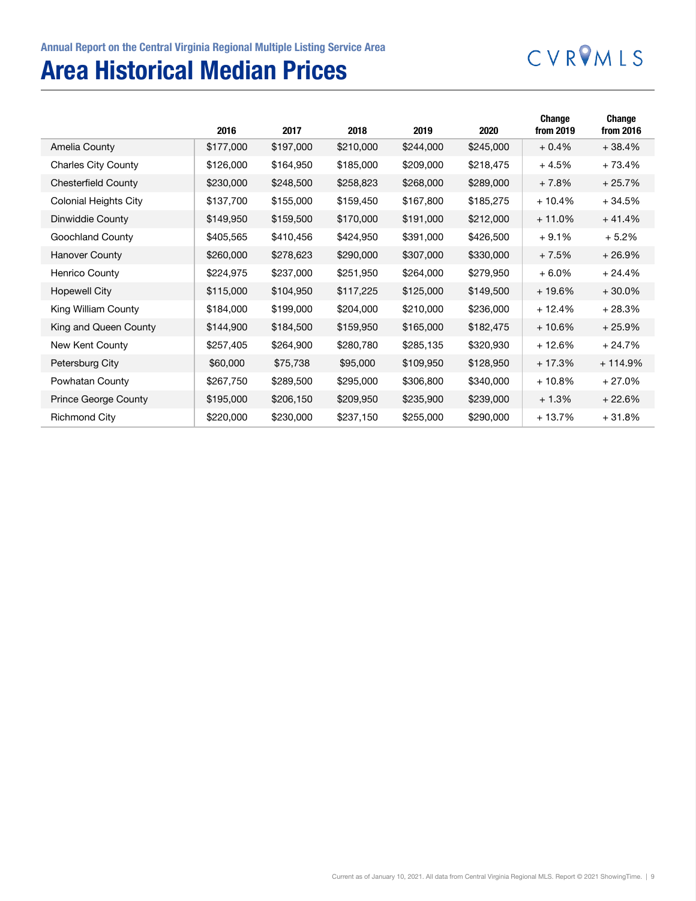Annual Report on the Central Virginia Regional Multiple Listing Service Area

# Area Historical Median Prices

| | 2016 | 2017 | 2018 | 2019 | 2020 | Change from 2019 | Change from 2016 |
|---|---|---|---|---|---|---|---|
| Amelia County | $177,000 | $197,000 | $210,000 | $244,000 | $245,000 | + 0.4% | + 38.4% |
| Charles City County | $126,000 | $164,950 | $185,000 | $209,000 | $218,475 | + 4.5% | + 73.4% |
| Chesterfield County | $230,000 | $248,500 | $258,823 | $268,000 | $289,000 | + 7.8% | + 25.7% |
| Colonial Heights City | $137,700 | $155,000 | $159,450 | $167,800 | $185,275 | + 10.4% | + 34.5% |
| Dinwiddie County | $149,950 | $159,500 | $170,000 | $191,000 | $212,000 | + 11.0% | + 41.4% |
| Goochland County | $405,565 | $410,456 | $424,950 | $391,000 | $426,500 | + 9.1% | + 5.2% |
| Hanover County | $260,000 | $278,623 | $290,000 | $307,000 | $330,000 | + 7.5% | + 26.9% |
| Henrico County | $224,975 | $237,000 | $251,950 | $264,000 | $279,950 | + 6.0% | + 24.4% |
| Hopewell City | $115,000 | $104,950 | $117,225 | $125,000 | $149,500 | + 19.6% | + 30.0% |
| King William County | $184,000 | $199,000 | $204,000 | $210,000 | $236,000 | + 12.4% | + 28.3% |
| King and Queen County | $144,900 | $184,500 | $159,950 | $165,000 | $182,475 | + 10.6% | + 25.9% |
| New Kent County | $257,405 | $264,900 | $280,780 | $285,135 | $320,930 | + 12.6% | + 24.7% |
| Petersburg City | $60,000 | $75,738 | $95,000 | $109,950 | $128,950 | + 17.3% | + 114.9% |
| Powhatan County | $267,750 | $289,500 | $295,000 | $306,800 | $340,000 | + 10.8% | + 27.0% |
| Prince George County | $195,000 | $206,150 | $209,950 | $235,900 | $239,000 | + 1.3% | + 22.6% |
| Richmond City | $220,000 | $230,000 | $237,150 | $255,000 | $290,000 | + 13.7% | + 31.8% |

Current as of January 10, 2021. All data from Central Virginia Regional MLS. Report © 2021 ShowingTime.